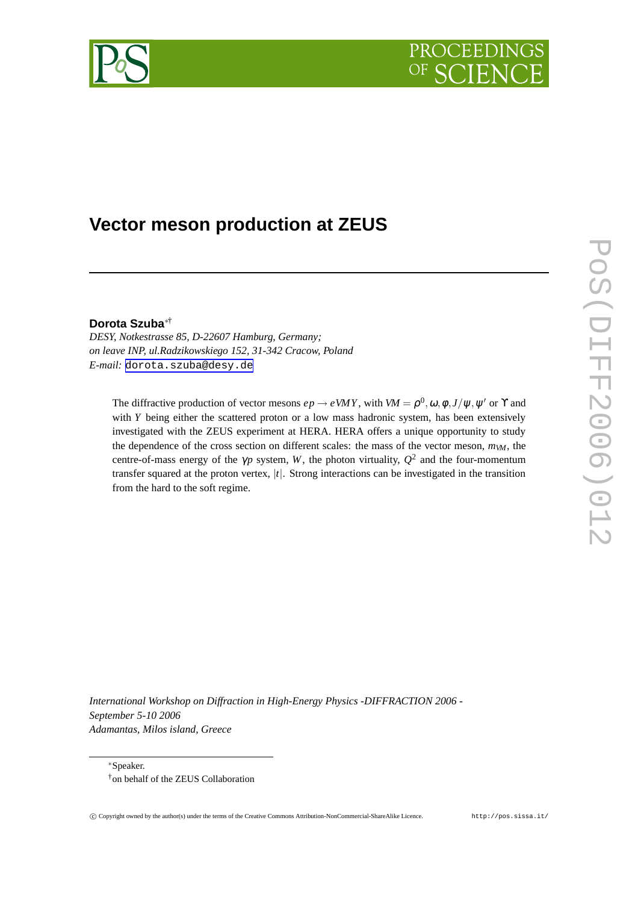# Vector meson production at ZEUS

**Dorota Szuba**[*†]

*DESY, Notkestrasse 85, D-22607 Hamburg, Germany;*
*on leave INP, ul.Radzikowskiego 152, 31-342 Cracow, Poland*
*E-mail:* dorota.szuba@desy.de

The diffractive production of vector mesons $ep \to eVMY$, with $VM = \rho^0, \omega, \phi, J/\psi, \psi'$ or $\Upsilon$ and with $Y$ being either the scattered proton or a low mass hadronic system, has been extensively investigated with the ZEUS experiment at HERA. HERA offers a unique opportunity to study the dependence of the cross section on different scales: the mass of the vector meson, $m_{VM}$, the centre-of-mass energy of the $\gamma p$ system, $W$, the photon virtuality, $Q^2$ and the four-momentum transfer squared at the proton vertex, $|t|$. Strong interactions can be investigated in the transition from the hard to the soft regime.

*International Workshop on Diffraction in High-Energy Physics -DIFFRACTION 2006 -*
*September 5-10 2006*
*Adamantas, Milos island, Greece*

---

[*] Speaker.
[†] on behalf of the ZEUS Collaboration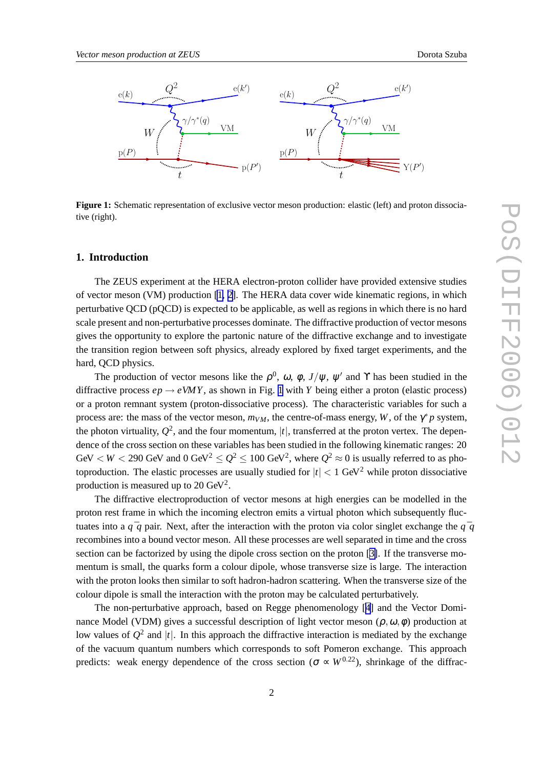**Figure 1:** Schematic representation of exclusive vector meson production: elastic (left) and proton dissociative (right).

## 1. Introduction

The ZEUS experiment at the HERA electron-proton collider have provided extensive studies of vector meson (VM) production [1, 2]. The HERA data cover wide kinematic regions, in which perturbative QCD (pQCD) is expected to be applicable, as well as regions in which there is no hard scale present and non-perturbative processes dominate. The diffractive production of vector mesons gives the opportunity to explore the partonic nature of the diffractive exchange and to investigate the transition region between soft physics, already explored by fixed target experiments, and the hard, QCD physics.

The production of vector mesons like the $\rho^0$, $\omega$, $\phi$, $J/\psi$, $\psi'$ and $\Upsilon$ has been studied in the diffractive process $ep \to eVMY$, as shown in Fig. 1 with $Y$ being either a proton (elastic process) or a proton remnant system (proton-dissociative process). The characteristic variables for such a process are: the mass of the vector meson, $m_{VM}$, the centre-of-mass energy, $W$, of the $\gamma^* p$ system, the photon virtuality, $Q^2$, and the four momentum, $|t|$, transferred at the proton vertex. The dependence of the cross section on these variables has been studied in the following kinematic ranges: 20 GeV $< W <$ 290 GeV and 0 GeV$^2 \leq Q^2 \leq$ 100 GeV$^2$, where $Q^2 \approx 0$ is usually referred to as photoproduction. The elastic processes are usually studied for $|t| <$ 1 GeV$^2$ while proton dissociative production is measured up to 20 GeV$^2$.

The diffractive electroproduction of vector mesons at high energies can be modelled in the proton rest frame in which the incoming electron emits a virtual photon which subsequently fluctuates into a $q\bar{q}$ pair. Next, after the interaction with the proton via color singlet exchange the $q\bar{q}$ recombines into a bound vector meson. All these processes are well separated in time and the cross section can be factorized by using the dipole cross section on the proton [3]. If the transverse momentum is small, the quarks form a colour dipole, whose transverse size is large. The interaction with the proton looks then similar to soft hadron-hadron scattering. When the transverse size of the colour dipole is small the interaction with the proton may be calculated perturbatively.

The non-perturbative approach, based on Regge phenomenology [4] and the Vector Dominance Model (VDM) gives a successful description of light vector meson ($\rho, \omega, \phi$) production at low values of $Q^2$ and $|t|$. In this approach the diffractive interaction is mediated by the exchange of the vacuum quantum numbers which corresponds to soft Pomeron exchange. This approach predicts: weak energy dependence of the cross section ($\sigma \propto W^{0.22}$), shrinkage of the diffrac-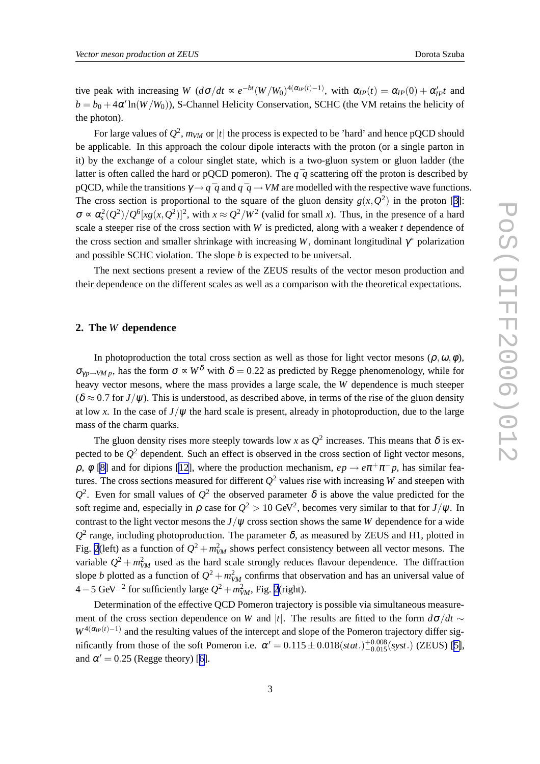tive peak with increasing $W$ ($d\sigma/dt \propto e^{-bt}(W/W_0)^{4(\alpha_{IP}(t)-1)}$, with $\alpha_{IP}(t) = \alpha_{IP}(0) + \alpha'_{IP}t$ and $b = b_0 + 4\alpha' \ln(W/W_0)$), S-Channel Helicity Conservation, SCHC (the VM retains the helicity of the photon).

For large values of $Q^2$, $m_{VM}$ or $|t|$ the process is expected to be 'hard' and hence pQCD should be applicable. In this approach the colour dipole interacts with the proton (or a single parton in it) by the exchange of a colour singlet state, which is a two-gluon system or gluon ladder (the latter is often called the hard or pQCD pomeron). The $q\bar{q}$ scattering off the proton is described by pQCD, while the transitions $\gamma \to q\bar{q}$ and $q\bar{q} \to VM$ are modelled with the respective wave functions. The cross section is proportional to the square of the gluon density $g(x,Q^2)$ in the proton [3]: $\sigma \propto \alpha_s^2(Q^2)/Q^6[xg(x,Q^2)]^2$, with $x \approx Q^2/W^2$ (valid for small $x$). Thus, in the presence of a hard scale a steeper rise of the cross section with $W$ is predicted, along with a weaker $t$ dependence of the cross section and smaller shrinkage with increasing $W$, dominant longitudinal $\gamma^*$ polarization and possible SCHC violation. The slope $b$ is expected to be universal.

The next sections present a review of the ZEUS results of the vector meson production and their dependence on the different scales as well as a comparison with the theoretical expectations.

## 2. The $W$ dependence

In photoproduction the total cross section as well as those for light vector mesons ($\rho, \omega, \phi$), $\sigma_{\gamma p \to VM\, p}$, has the form $\sigma \propto W^{\delta}$ with $\delta = 0.22$ as predicted by Regge phenomenology, while for heavy vector mesons, where the mass provides a large scale, the $W$ dependence is much steeper ($\delta \approx 0.7$ for $J/\psi$). This is understood, as described above, in terms of the rise of the gluon density at low $x$. In the case of $J/\psi$ the hard scale is present, already in photoproduction, due to the large mass of the charm quarks.

The gluon density rises more steeply towards low $x$ as $Q^2$ increases. This means that $\delta$ is expected to be $Q^2$ dependent. Such an effect is observed in the cross section of light vector mesons, $\rho$, $\phi$ [8] and for dipions [12], where the production mechanism, $ep \to e\pi^+\pi^- p$, has similar features. The cross sections measured for different $Q^2$ values rise with increasing $W$ and steepen with $Q^2$. Even for small values of $Q^2$ the observed parameter $\delta$ is above the value predicted for the soft regime and, especially in $\rho$ case for $Q^2 > 10$ GeV$^2$, becomes very similar to that for $J/\psi$. In contrast to the light vector mesons the $J/\psi$ cross section shows the same $W$ dependence for a wide $Q^2$ range, including photoproduction. The parameter $\delta$, as measured by ZEUS and H1, plotted in Fig. 2(left) as a function of $Q^2 + m_{VM}^2$ shows perfect consistency between all vector mesons. The variable $Q^2 + m_{VM}^2$ used as the hard scale strongly reduces flavour dependence. The diffraction slope $b$ plotted as a function of $Q^2 + m_{VM}^2$ confirms that observation and has an universal value of $4-5$ GeV$^{-2}$ for sufficiently large $Q^2 + m_{VM}^2$, Fig. 2(right).

Determination of the effective QCD Pomeron trajectory is possible via simultaneous measurement of the cross section dependence on $W$ and $|t|$. The results are fitted to the form $d\sigma/dt \sim W^{4(\alpha_{IP}(t)-1)}$ and the resulting values of the intercept and slope of the Pomeron trajectory differ significantly from those of the soft Pomeron i.e. $\alpha' = 0.115 \pm 0.018(stat.)^{+0.008}_{-0.015}(syst.)$ (ZEUS) [5], and $\alpha' = 0.25$ (Regge theory) [6].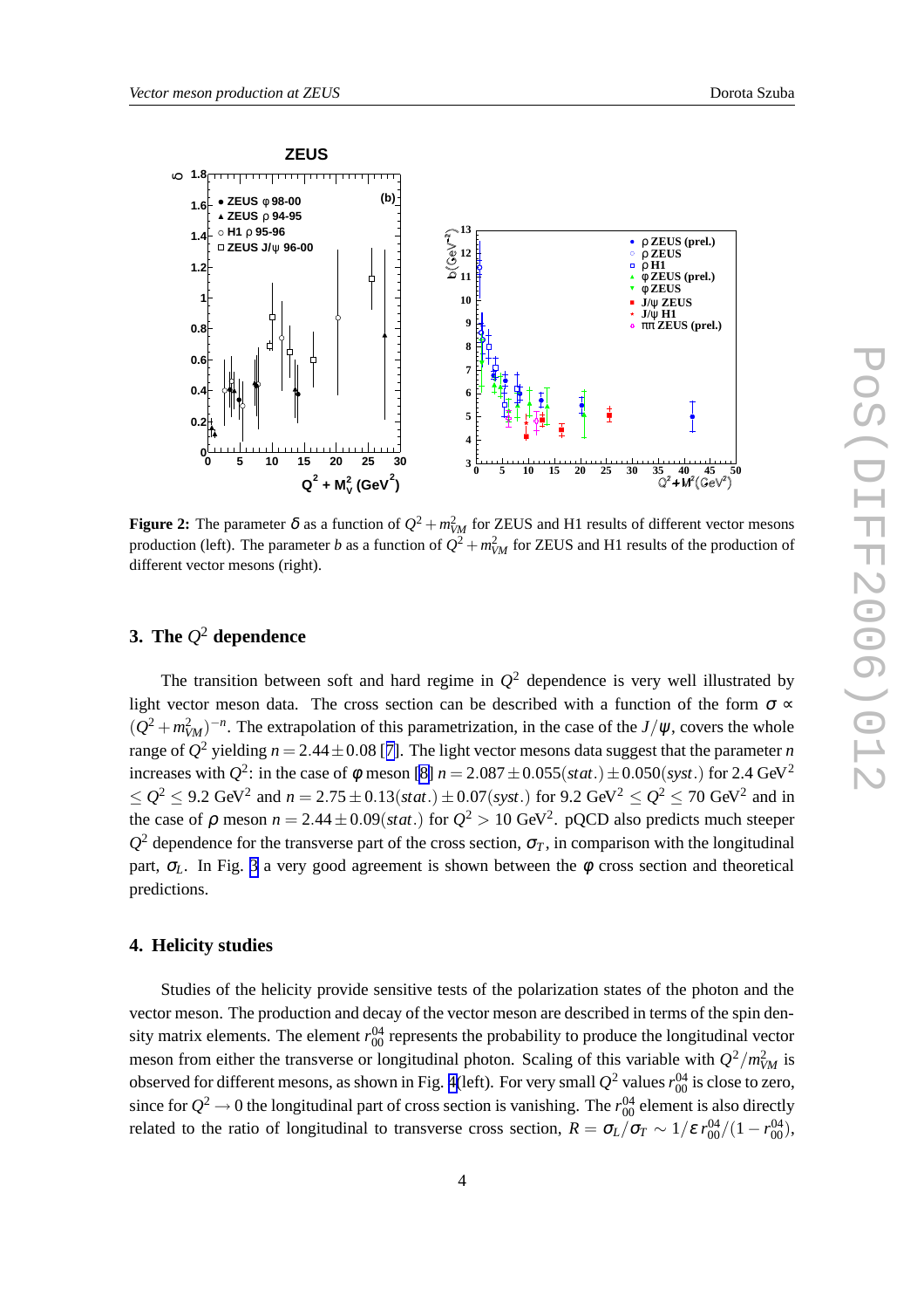**Figure 2:** The parameter $\delta$ as a function of $Q^2 + m_{VM}^2$ for ZEUS and H1 results of different vector mesons production (left). The parameter $b$ as a function of $Q^2 + m_{VM}^2$ for ZEUS and H1 results of the production of different vector mesons (right).

## 3. The $Q^2$ dependence

The transition between soft and hard regime in $Q^2$ dependence is very well illustrated by light vector meson data. The cross section can be described with a function of the form $\sigma \propto (Q^2 + m_{VM}^2)^{-n}$. The extrapolation of this parametrization, in the case of the $J/\psi$, covers the whole range of $Q^2$ yielding $n = 2.44 \pm 0.08$ [7]. The light vector mesons data suggest that the parameter $n$ increases with $Q^2$: in the case of $\phi$ meson [8] $n = 2.087 \pm 0.055(stat.) \pm 0.050(syst.)$ for 2.4 GeV$^2$ $\leq Q^2 \leq$ 9.2 GeV$^2$ and $n = 2.75 \pm 0.13(stat.) \pm 0.07(syst.)$ for 9.2 GeV$^2$ $\leq Q^2 \leq$ 70 GeV$^2$ and in the case of $\rho$ meson $n = 2.44 \pm 0.09(stat.)$ for $Q^2 > 10$ GeV$^2$. pQCD also predicts much steeper $Q^2$ dependence for the transverse part of the cross section, $\sigma_T$, in comparison with the longitudinal part, $\sigma_L$. In Fig. 3 a very good agreement is shown between the $\phi$ cross section and theoretical predictions.

## 4. Helicity studies

Studies of the helicity provide sensitive tests of the polarization states of the photon and the vector meson. The production and decay of the vector meson are described in terms of the spin density matrix elements. The element $r_{00}^{04}$ represents the probability to produce the longitudinal vector meson from either the transverse or longitudinal photon. Scaling of this variable with $Q^2/m_{VM}^2$ is observed for different mesons, as shown in Fig. 4(left). For very small $Q^2$ values $r_{00}^{04}$ is close to zero, since for $Q^2 \rightarrow 0$ the longitudinal part of cross section is vanishing. The $r_{00}^{04}$ element is also directly related to the ratio of longitudinal to transverse cross section, $R = \sigma_L/\sigma_T \sim 1/\varepsilon \, r_{00}^{04}/(1 - r_{00}^{04})$,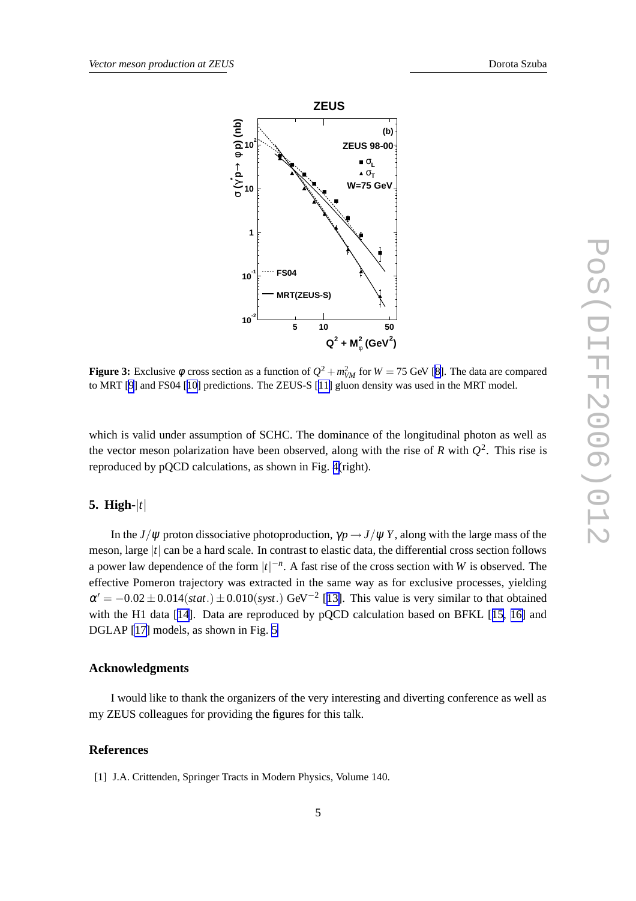**Figure 3:** Exclusive $\phi$ cross section as a function of $Q^2 + m_{VM}^2$ for $W = 75$ GeV [8]. The data are compared to MRT [9] and FS04 [10] predictions. The ZEUS-S [11] gluon density was used in the MRT model.

which is valid under assumption of SCHC. The dominance of the longitudinal photon as well as the vector meson polarization have been observed, along with the rise of $R$ with $Q^2$. This rise is reproduced by pQCD calculations, as shown in Fig. 4(right).

## 5. High-$|t|$

In the $J/\psi$ proton dissociative photoproduction, $\gamma p \rightarrow J/\psi\, Y$, along with the large mass of the meson, large $|t|$ can be a hard scale. In contrast to elastic data, the differential cross section follows a power law dependence of the form $|t|^{-n}$. A fast rise of the cross section with $W$ is observed. The effective Pomeron trajectory was extracted in the same way as for exclusive processes, yielding $\alpha' = -0.02 \pm 0.014(stat.) \pm 0.010(syst.)$ GeV$^{-2}$ [13]. This value is very similar to that obtained with the H1 data [14]. Data are reproduced by pQCD calculation based on BFKL [15, 16] and DGLAP [17] models, as shown in Fig. 5

### Acknowledgments

I would like to thank the organizers of the very interesting and diverting conference as well as my ZEUS colleagues for providing the figures for this talk.

### References

[1] J.A. Crittenden, Springer Tracts in Modern Physics, Volume 140.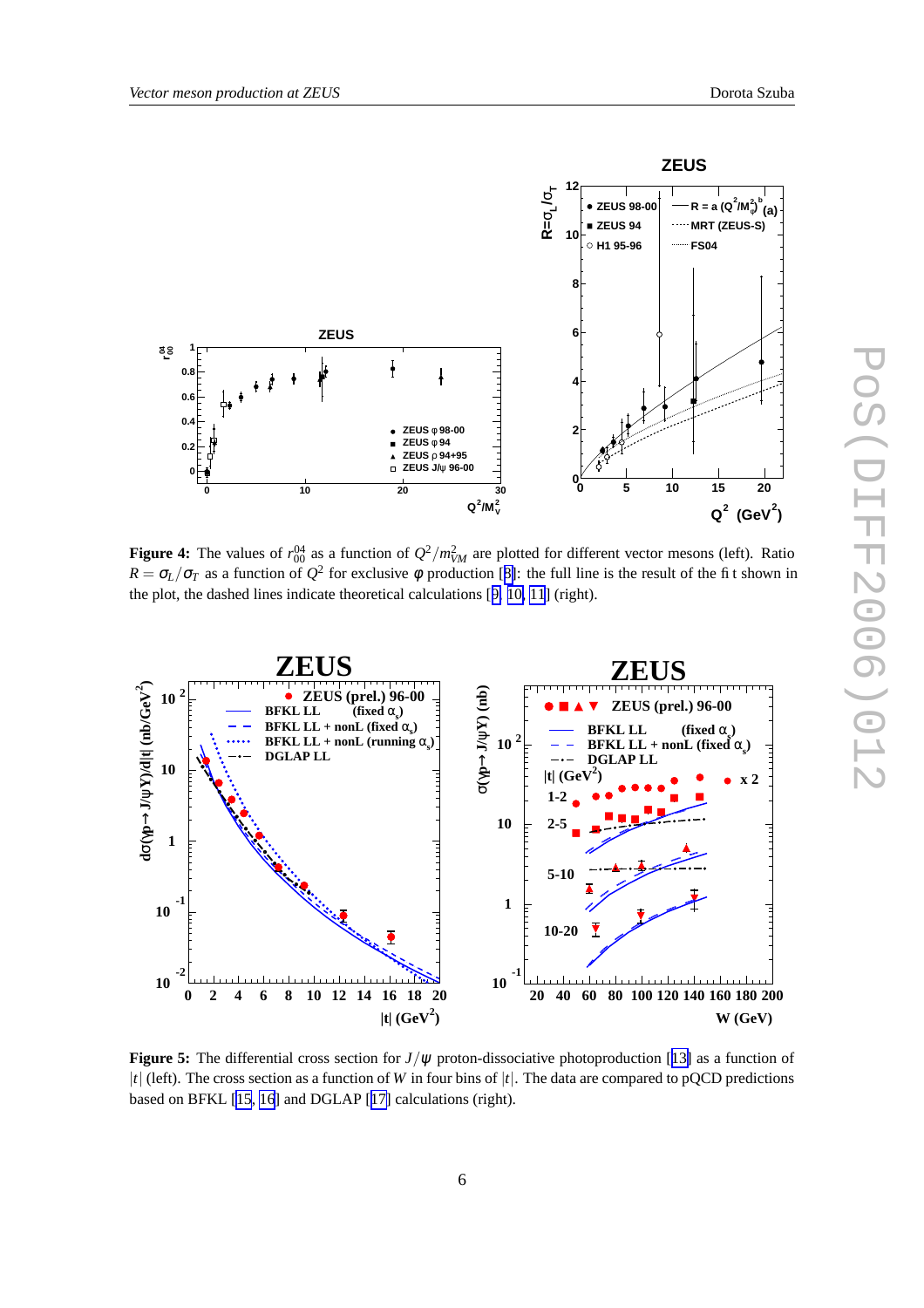**Figure 4:** The values of $r^{04}_{00}$ as a function of $Q^2/m^2_{VM}$ are plotted for different vector mesons (left). Ratio $R = \sigma_L/\sigma_T$ as a function of $Q^2$ for exclusive $\phi$ production [8]: the full line is the result of the fit shown in the plot, the dashed lines indicate theoretical calculations [9, 10, 11] (right).

**Figure 5:** The differential cross section for $J/\psi$ proton-dissociative photoproduction [13] as a function of $|t|$ (left). The cross section as a function of $W$ in four bins of $|t|$. The data are compared to pQCD predictions based on BFKL [15, 16] and DGLAP [17] calculations (right).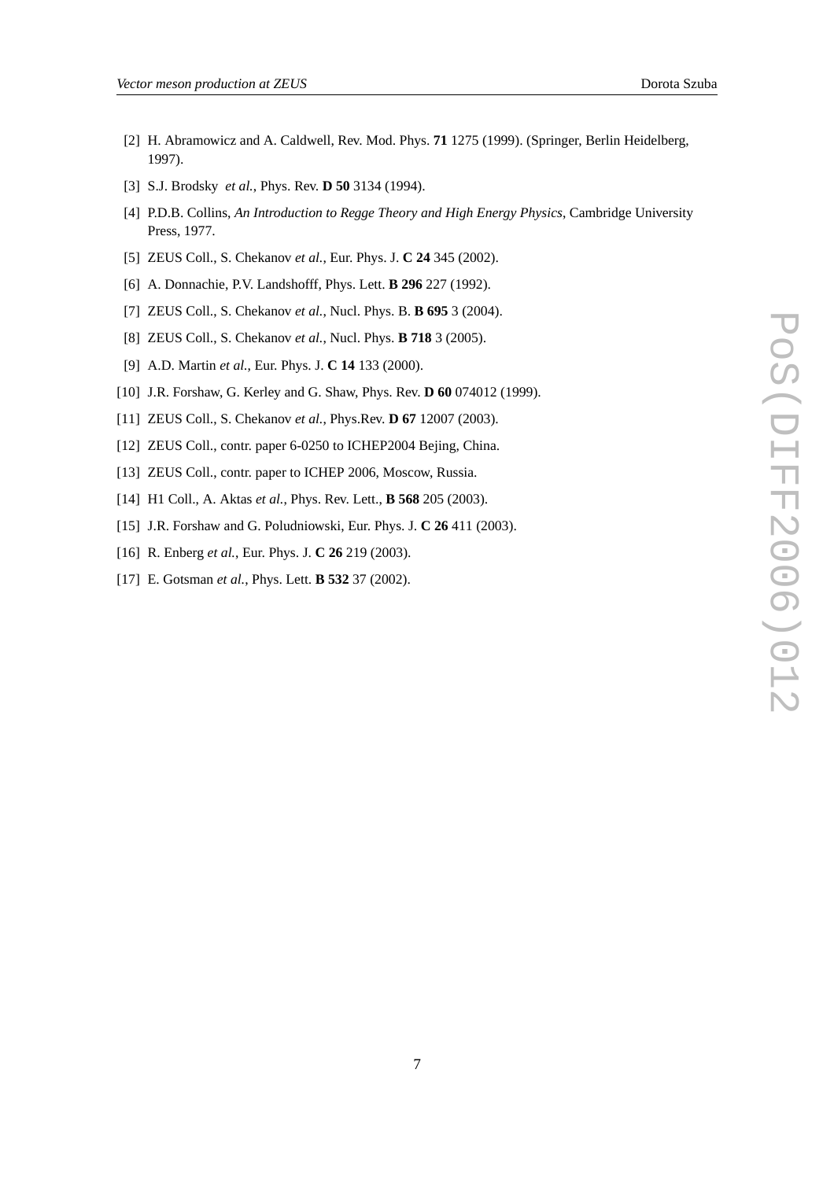[2] H. Abramowicz and A. Caldwell, Rev. Mod. Phys. **71** 1275 (1999). (Springer, Berlin Heidelberg, 1997).

[3] S.J. Brodsky *et al.*, Phys. Rev. **D 50** 3134 (1994).

[4] P.D.B. Collins, *An Introduction to Regge Theory and High Energy Physics*, Cambridge University Press, 1977.

[5] ZEUS Coll., S. Chekanov *et al.*, Eur. Phys. J. **C 24** 345 (2002).

[6] A. Donnachie, P.V. Landshofff, Phys. Lett. **B 296** 227 (1992).

[7] ZEUS Coll., S. Chekanov *et al.*, Nucl. Phys. B. **B 695** 3 (2004).

[8] ZEUS Coll., S. Chekanov *et al.*, Nucl. Phys. **B 718** 3 (2005).

[9] A.D. Martin *et al.*, Eur. Phys. J. **C 14** 133 (2000).

[10] J.R. Forshaw, G. Kerley and G. Shaw, Phys. Rev. **D 60** 074012 (1999).

[11] ZEUS Coll., S. Chekanov *et al.*, Phys.Rev. **D 67** 12007 (2003).

[12] ZEUS Coll., contr. paper 6-0250 to ICHEP2004 Bejing, China.

[13] ZEUS Coll., contr. paper to ICHEP 2006, Moscow, Russia.

[14] H1 Coll., A. Aktas *et al.*, Phys. Rev. Lett., **B 568** 205 (2003).

[15] J.R. Forshaw and G. Poludniowski, Eur. Phys. J. **C 26** 411 (2003).

[16] R. Enberg *et al.*, Eur. Phys. J. **C 26** 219 (2003).

[17] E. Gotsman *et al.*, Phys. Lett. **B 532** 37 (2002).